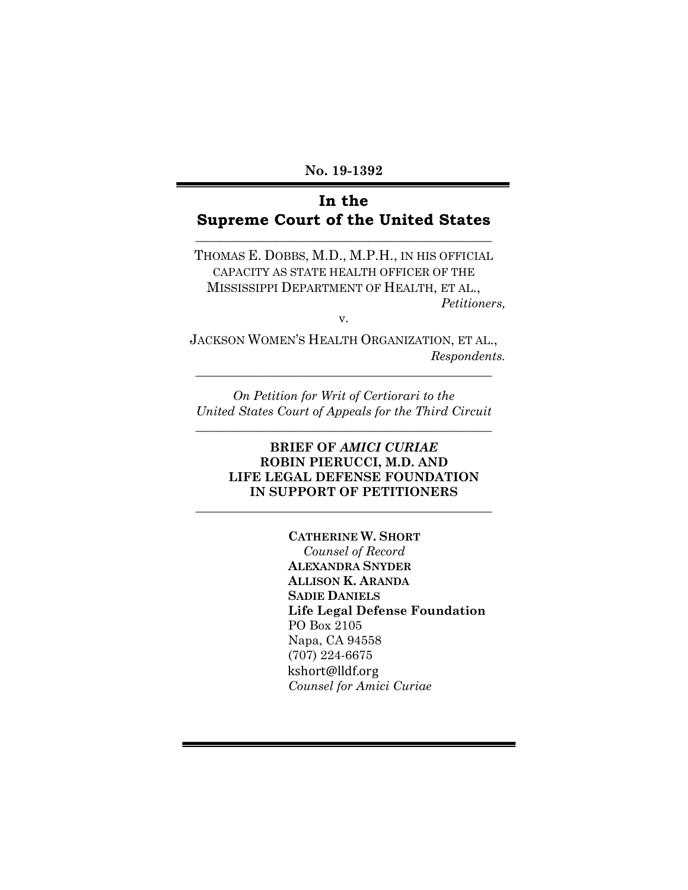No. 19-1392

# In the Supreme Court of the United States

---

THOMAS E. DOBBS, M.D., M.P.H., IN HIS OFFICIAL CAPACITY AS STATE HEALTH OFFICER OF THE MISSISSIPPI DEPARTMENT OF HEALTH, ET AL.,

*Petitioners,*

v.

JACKSON WOMEN'S HEALTH ORGANIZATION, ET AL.,

*Respondents.*

---

*On Petition for Writ of Certiorari to the United States Court of Appeals for the Third Circuit*

---

**BRIEF OF *AMICI CURIAE* ROBIN PIERUCCI, M.D. AND LIFE LEGAL DEFENSE FOUNDATION IN SUPPORT OF PETITIONERS**

---

**CATHERINE W. SHORT**
*Counsel of Record*
**ALEXANDRA SNYDER**
**ALLISON K. ARANDA**
**SADIE DANIELS**
**Life Legal Defense Foundation**
PO Box 2105
Napa, CA 94558
(707) 224-6675
kshort@lldf.org
*Counsel for Amici Curiae*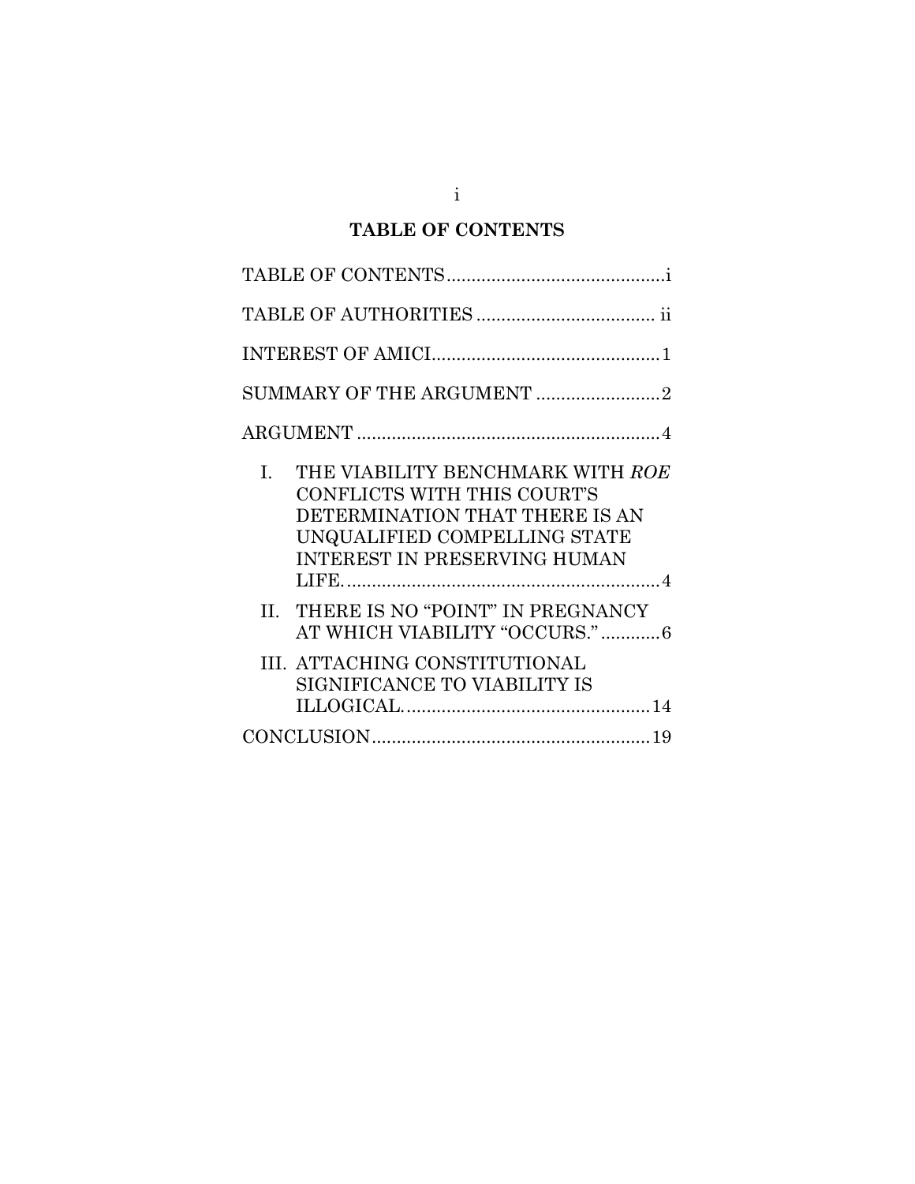# TABLE OF CONTENTS

TABLE OF CONTENTS....................................i

TABLE OF AUTHORITIES .................................. ii

INTEREST OF AMICI.............................................1

SUMMARY OF THE ARGUMENT .........................2

ARGUMENT .............................................................4

I. THE VIABILITY BENCHMARK WITH *ROE* CONFLICTS WITH THIS COURT'S DETERMINATION THAT THERE IS AN UNQUALIFIED COMPELLING STATE INTEREST IN PRESERVING HUMAN LIFE.................................................................4

II. THERE IS NO "POINT" IN PREGNANCY AT WHICH VIABILITY "OCCURS."............6

III. ATTACHING CONSTITUTIONAL SIGNIFICANCE TO VIABILITY IS ILLOGICAL..................................................14

CONCLUSION........................................................19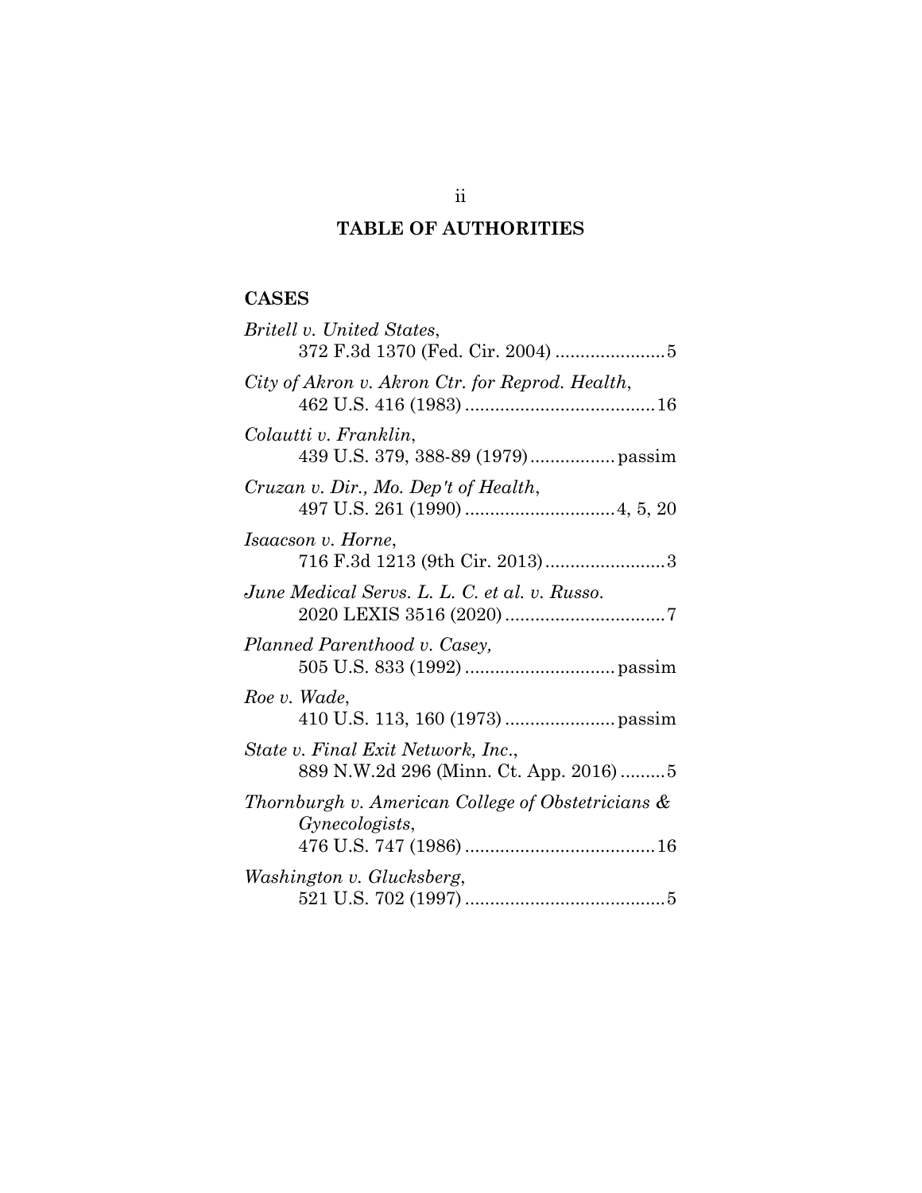# TABLE OF AUTHORITIES

## CASES

*Britell v. United States*,
372 F.3d 1370 (Fed. Cir. 2004) ......................5

*City of Akron v. Akron Ctr. for Reprod. Health*,
462 U.S. 416 (1983) ......................................16

*Colautti v. Franklin*,
439 U.S. 379, 388-89 (1979) ................. passim

*Cruzan v. Dir., Mo. Dep't of Health*,
497 U.S. 261 (1990) ..............................4, 5, 20

*Isaacson v. Horne*,
716 F.3d 1213 (9th Cir. 2013) ........................3

*June Medical Servs. L. L. C. et al. v. Russo.*
2020 LEXIS 3516 (2020) ................................7

*Planned Parenthood v. Casey,*
505 U.S. 833 (1992) .............................. passim

*Roe v. Wade*,
410 U.S. 113, 160 (1973) ...................... passim

*State v. Final Exit Network, Inc.*,
889 N.W.2d 296 (Minn. Ct. App. 2016) .........5

*Thornburgh v. American College of Obstetricians & Gynecologists*,
476 U.S. 747 (1986) ......................................16

*Washington v. Glucksberg*,
521 U.S. 702 (1997) ........................................5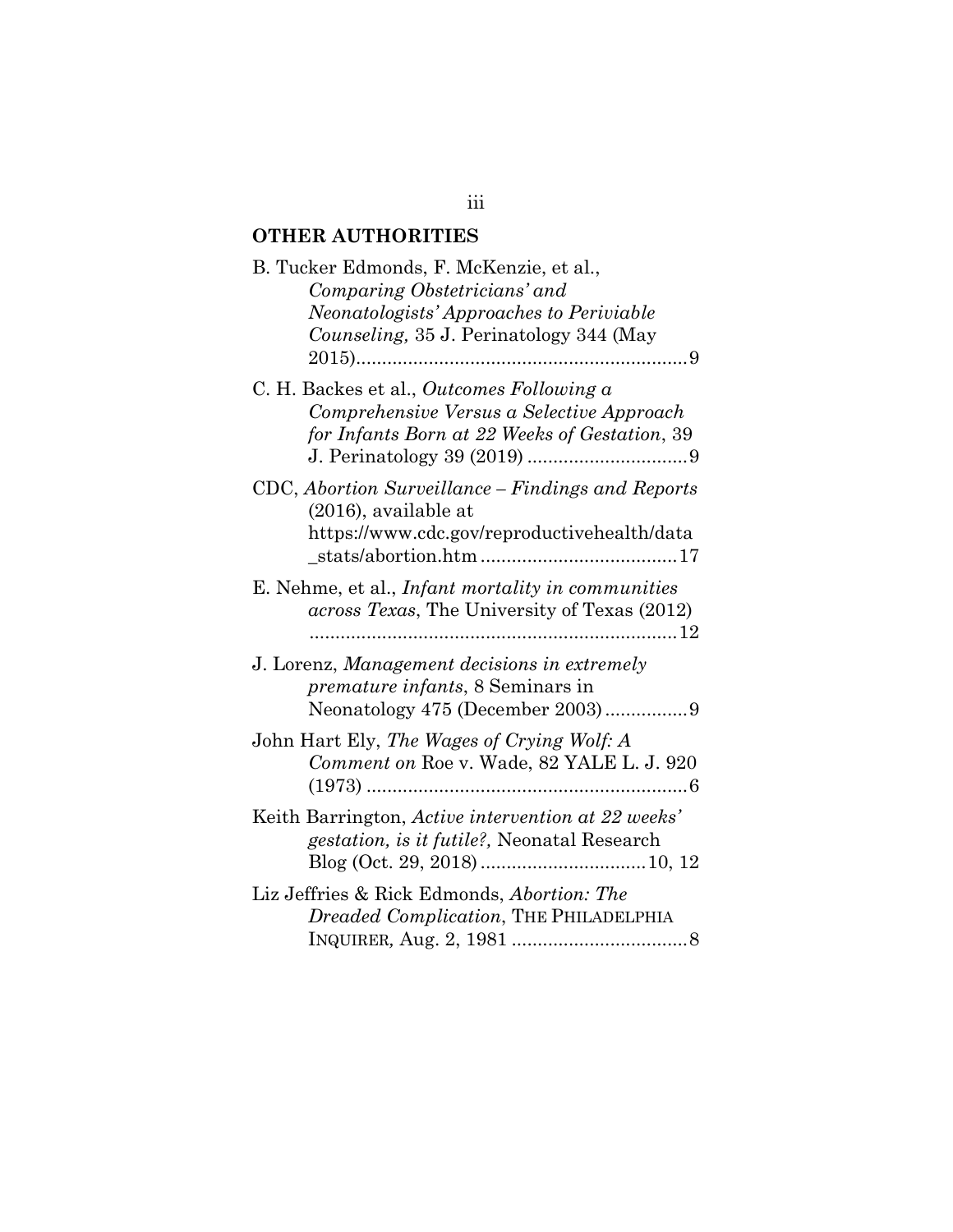**OTHER AUTHORITIES**

B. Tucker Edmonds, F. McKenzie, et al., *Comparing Obstetricians' and Neonatologists' Approaches to Periviable Counseling,* 35 J. Perinatology 344 (May 2015)................................................................9

C. H. Backes et al., *Outcomes Following a Comprehensive Versus a Selective Approach for Infants Born at 22 Weeks of Gestation*, 39 J. Perinatology 39 (2019) ...............................9

CDC, *Abortion Surveillance – Findings and Reports* (2016), available at https://www.cdc.gov/reproductivehealth/data_stats/abortion.htm......................................17

E. Nehme, et al., *Infant mortality in communities across Texas*, The University of Texas (2012) .......................................................................12

J. Lorenz, *Management decisions in extremely premature infants*, 8 Seminars in Neonatology 475 (December 2003)................9

John Hart Ely, *The Wages of Crying Wolf: A Comment on* Roe v. Wade, 82 YALE L. J. 920 (1973) ..............................................................6

Keith Barrington, *Active intervention at 22 weeks' gestation, is it futile?,* Neonatal Research Blog (Oct. 29, 2018)................................10, 12

Liz Jeffries & Rick Edmonds, *Abortion: The Dreaded Complication*, THE PHILADELPHIA INQUIRER*,* Aug. 2, 1981 ..................................8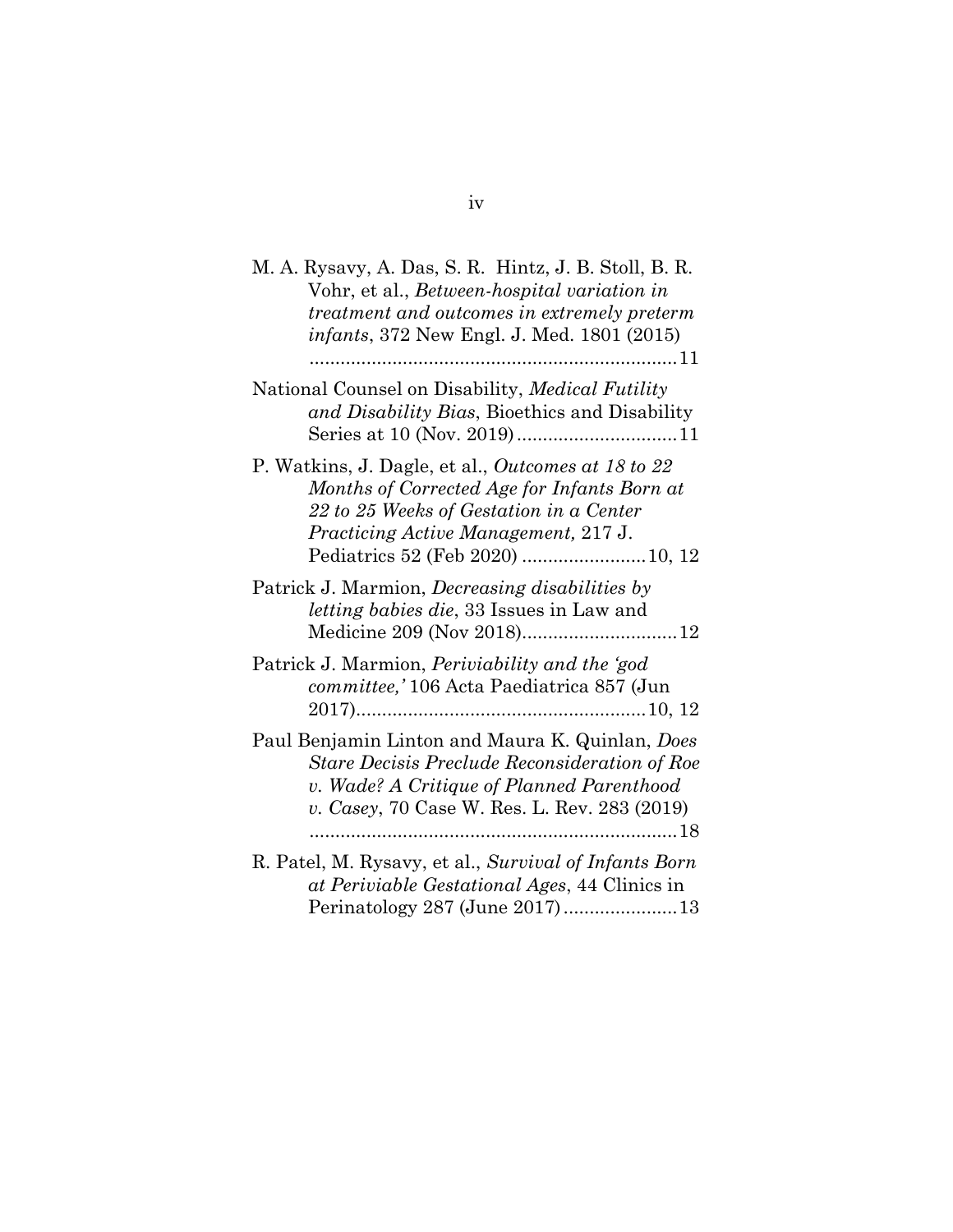M. A. Rysavy, A. Das, S. R. Hintz, J. B. Stoll, B. R. Vohr, et al., *Between-hospital variation in treatment and outcomes in extremely preterm infants*, 372 New Engl. J. Med. 1801 (2015) ........................................................................11

National Counsel on Disability, *Medical Futility and Disability Bias*, Bioethics and Disability Series at 10 (Nov. 2019)...............................11

P. Watkins, J. Dagle, et al., *Outcomes at 18 to 22 Months of Corrected Age for Infants Born at 22 to 25 Weeks of Gestation in a Center Practicing Active Management,* 217 J. Pediatrics 52 (Feb 2020) ........................10, 12

Patrick J. Marmion, *Decreasing disabilities by letting babies die*, 33 Issues in Law and Medicine 209 (Nov 2018)..............................12

Patrick J. Marmion, *Periviability and the 'god committee,'* 106 Acta Paediatrica 857 (Jun 2017)........................................................10, 12

Paul Benjamin Linton and Maura K. Quinlan, *Does Stare Decisis Preclude Reconsideration of Roe v. Wade? A Critique of Planned Parenthood v. Casey*, 70 Case W. Res. L. Rev. 283 (2019) ........................................................................18

R. Patel, M. Rysavy, et al., *Survival of Infants Born at Periviable Gestational Ages*, 44 Clinics in Perinatology 287 (June 2017)......................13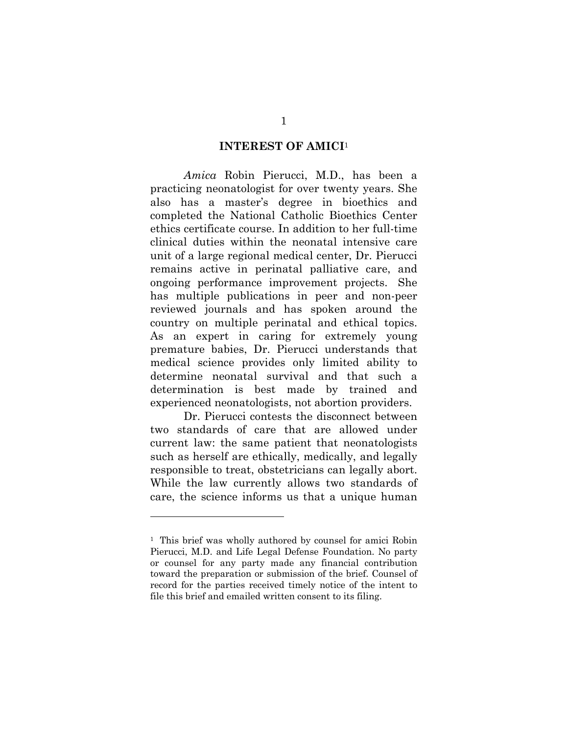## INTEREST OF AMICI[1]

*Amica* Robin Pierucci, M.D., has been a practicing neonatologist for over twenty years. She also has a master's degree in bioethics and completed the National Catholic Bioethics Center ethics certificate course. In addition to her full-time clinical duties within the neonatal intensive care unit of a large regional medical center, Dr. Pierucci remains active in perinatal palliative care, and ongoing performance improvement projects. She has multiple publications in peer and non-peer reviewed journals and has spoken around the country on multiple perinatal and ethical topics. As an expert in caring for extremely young premature babies, Dr. Pierucci understands that medical science provides only limited ability to determine neonatal survival and that such a determination is best made by trained and experienced neonatologists, not abortion providers.

Dr. Pierucci contests the disconnect between two standards of care that are allowed under current law: the same patient that neonatologists such as herself are ethically, medically, and legally responsible to treat, obstetricians can legally abort. While the law currently allows two standards of care, the science informs us that a unique human

---

[1] This brief was wholly authored by counsel for amici Robin Pierucci, M.D. and Life Legal Defense Foundation. No party or counsel for any party made any financial contribution toward the preparation or submission of the brief. Counsel of record for the parties received timely notice of the intent to file this brief and emailed written consent to its filing.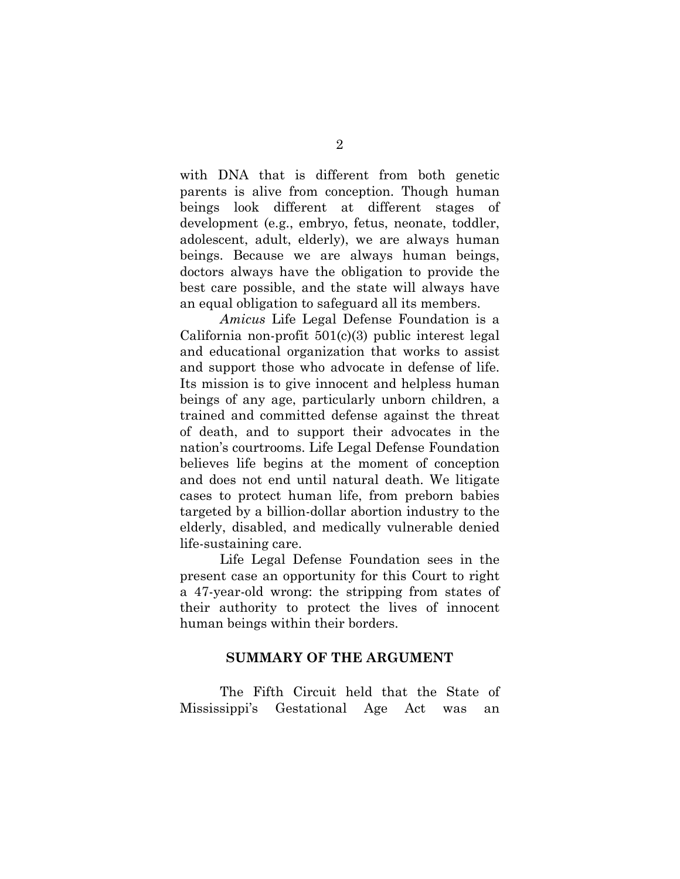with DNA that is different from both genetic parents is alive from conception. Though human beings look different at different stages of development (e.g., embryo, fetus, neonate, toddler, adolescent, adult, elderly), we are always human beings. Because we are always human beings, doctors always have the obligation to provide the best care possible, and the state will always have an equal obligation to safeguard all its members.

*Amicus* Life Legal Defense Foundation is a California non-profit 501(c)(3) public interest legal and educational organization that works to assist and support those who advocate in defense of life. Its mission is to give innocent and helpless human beings of any age, particularly unborn children, a trained and committed defense against the threat of death, and to support their advocates in the nation's courtrooms. Life Legal Defense Foundation believes life begins at the moment of conception and does not end until natural death. We litigate cases to protect human life, from preborn babies targeted by a billion-dollar abortion industry to the elderly, disabled, and medically vulnerable denied life-sustaining care.

Life Legal Defense Foundation sees in the present case an opportunity for this Court to right a 47-year-old wrong: the stripping from states of their authority to protect the lives of innocent human beings within their borders.

## SUMMARY OF THE ARGUMENT

The Fifth Circuit held that the State of Mississippi's Gestational Age Act was an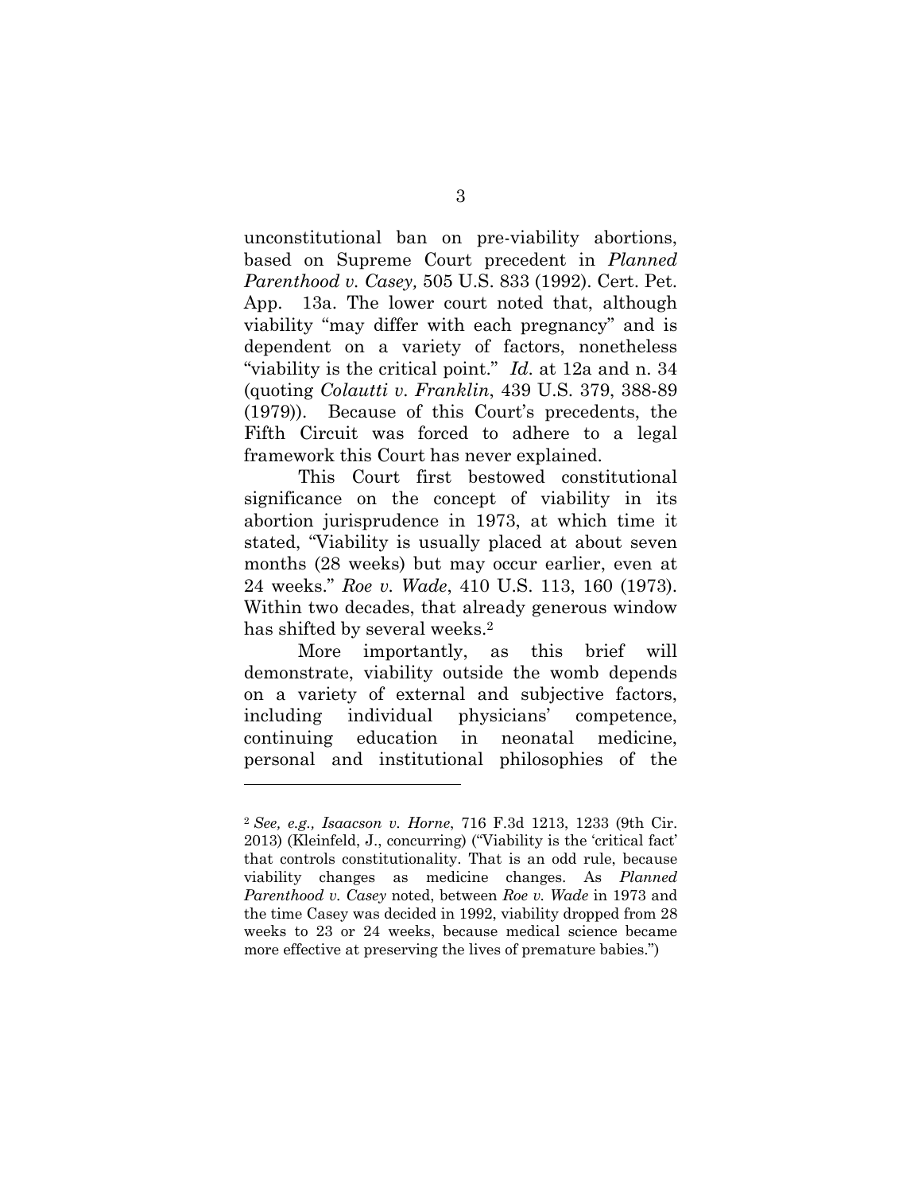unconstitutional ban on pre-viability abortions, based on Supreme Court precedent in *Planned Parenthood v. Casey,* 505 U.S. 833 (1992). Cert. Pet. App. 13a. The lower court noted that, although viability "may differ with each pregnancy" and is dependent on a variety of factors, nonetheless "viability is the critical point." *Id*. at 12a and n. 34 (quoting *Colautti v. Franklin*, 439 U.S. 379, 388-89 (1979)). Because of this Court's precedents, the Fifth Circuit was forced to adhere to a legal framework this Court has never explained.

This Court first bestowed constitutional significance on the concept of viability in its abortion jurisprudence in 1973, at which time it stated, "Viability is usually placed at about seven months (28 weeks) but may occur earlier, even at 24 weeks." *Roe v. Wade*, 410 U.S. 113, 160 (1973). Within two decades, that already generous window has shifted by several weeks.[2]

More importantly, as this brief will demonstrate, viability outside the womb depends on a variety of external and subjective factors, including individual physicians' competence, continuing education in neonatal medicine, personal and institutional philosophies of the

---

[2] *See, e.g., Isaacson v. Horne*, 716 F.3d 1213, 1233 (9th Cir. 2013) (Kleinfeld, J., concurring) ("Viability is the 'critical fact' that controls constitutionality. That is an odd rule, because viability changes as medicine changes. As *Planned Parenthood v. Casey* noted, between *Roe v. Wade* in 1973 and the time Casey was decided in 1992, viability dropped from 28 weeks to 23 or 24 weeks, because medical science became more effective at preserving the lives of premature babies.")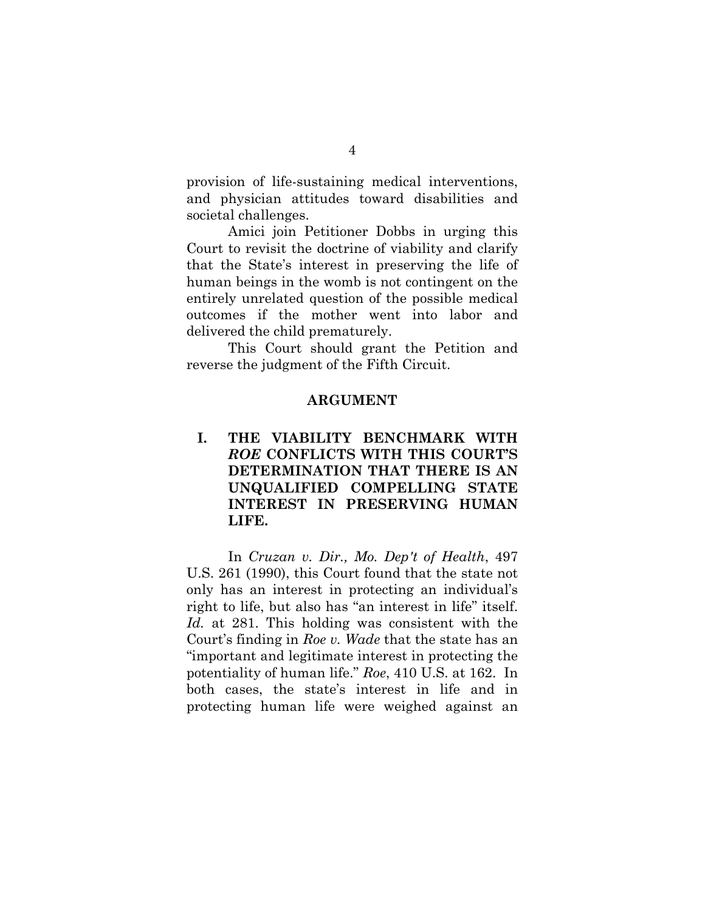provision of life-sustaining medical interventions, and physician attitudes toward disabilities and societal challenges.

Amici join Petitioner Dobbs in urging this Court to revisit the doctrine of viability and clarify that the State's interest in preserving the life of human beings in the womb is not contingent on the entirely unrelated question of the possible medical outcomes if the mother went into labor and delivered the child prematurely.

This Court should grant the Petition and reverse the judgment of the Fifth Circuit.

## ARGUMENT

### I. THE VIABILITY BENCHMARK WITH *ROE* CONFLICTS WITH THIS COURT'S DETERMINATION THAT THERE IS AN UNQUALIFIED COMPELLING STATE INTEREST IN PRESERVING HUMAN LIFE.

In *Cruzan v. Dir., Mo. Dep't of Health*, 497 U.S. 261 (1990), this Court found that the state not only has an interest in protecting an individual's right to life, but also has "an interest in life" itself. *Id.* at 281. This holding was consistent with the Court's finding in *Roe v. Wade* that the state has an "important and legitimate interest in protecting the potentiality of human life." *Roe*, 410 U.S. at 162. In both cases, the state's interest in life and in protecting human life were weighed against an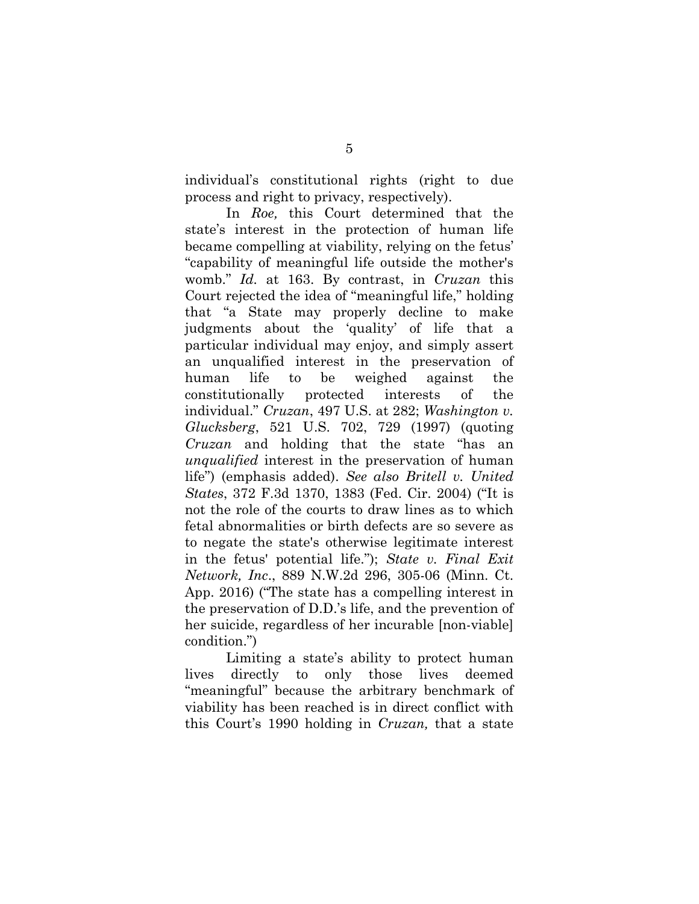individual's constitutional rights (right to due process and right to privacy, respectively).

In *Roe,* this Court determined that the state's interest in the protection of human life became compelling at viability, relying on the fetus' "capability of meaningful life outside the mother's womb." *Id.* at 163. By contrast, in *Cruzan* this Court rejected the idea of "meaningful life," holding that "a State may properly decline to make judgments about the 'quality' of life that a particular individual may enjoy, and simply assert an unqualified interest in the preservation of human life to be weighed against the constitutionally protected interests of the individual." *Cruzan*, 497 U.S. at 282; *Washington v. Glucksberg*, 521 U.S. 702, 729 (1997) (quoting *Cruzan* and holding that the state "has an *unqualified* interest in the preservation of human life") (emphasis added). *See also Britell v. United States*, 372 F.3d 1370, 1383 (Fed. Cir. 2004) ("It is not the role of the courts to draw lines as to which fetal abnormalities or birth defects are so severe as to negate the state's otherwise legitimate interest in the fetus' potential life."); *State v. Final Exit Network, Inc*., 889 N.W.2d 296, 305-06 (Minn. Ct. App. 2016) ("The state has a compelling interest in the preservation of D.D.'s life, and the prevention of her suicide, regardless of her incurable [non-viable] condition.")

Limiting a state's ability to protect human lives directly to only those lives deemed "meaningful" because the arbitrary benchmark of viability has been reached is in direct conflict with this Court's 1990 holding in *Cruzan,* that a state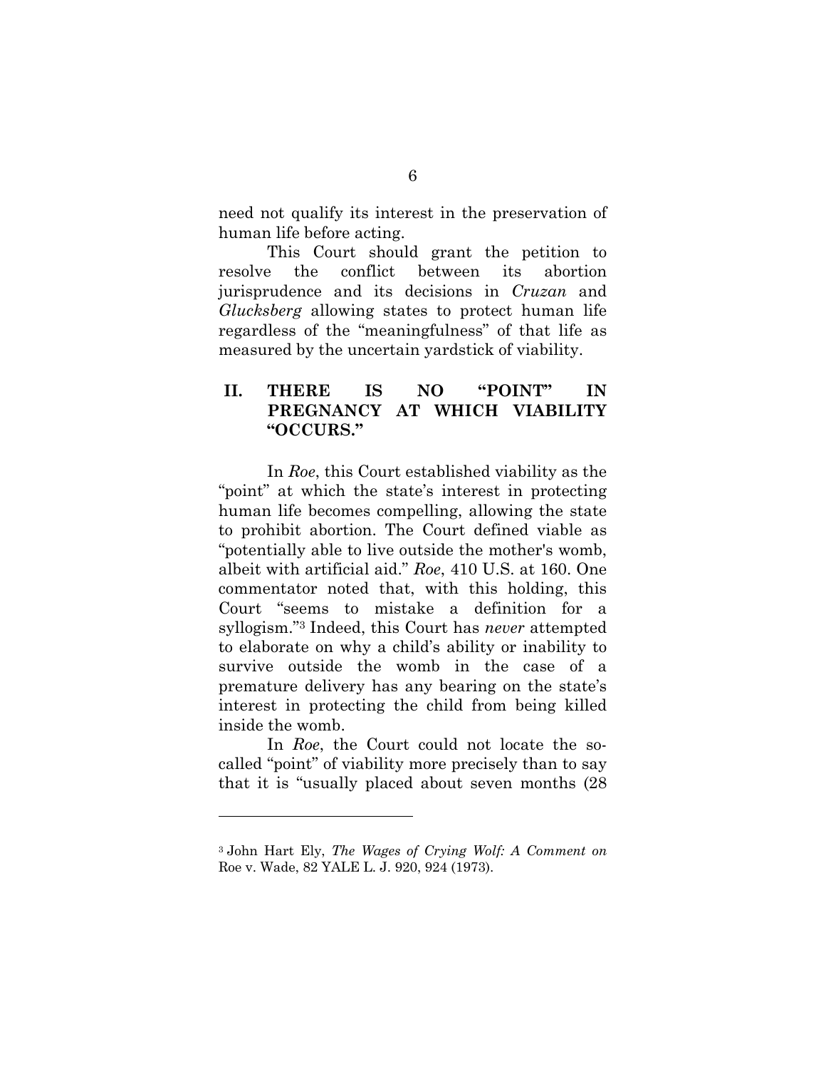need not qualify its interest in the preservation of human life before acting.

This Court should grant the petition to resolve the conflict between its abortion jurisprudence and its decisions in *Cruzan* and *Glucksberg* allowing states to protect human life regardless of the "meaningfulness" of that life as measured by the uncertain yardstick of viability.

## II. THERE IS NO "POINT" IN PREGNANCY AT WHICH VIABILITY "OCCURS."

In *Roe*, this Court established viability as the "point" at which the state's interest in protecting human life becomes compelling, allowing the state to prohibit abortion. The Court defined viable as "potentially able to live outside the mother's womb, albeit with artificial aid." *Roe*, 410 U.S. at 160. One commentator noted that, with this holding, this Court "seems to mistake a definition for a syllogism."[3] Indeed, this Court has *never* attempted to elaborate on why a child's ability or inability to survive outside the womb in the case of a premature delivery has any bearing on the state's interest in protecting the child from being killed inside the womb.

In *Roe*, the Court could not locate the so-called "point" of viability more precisely than to say that it is "usually placed about seven months (28

---

[3] John Hart Ely, *The Wages of Crying Wolf: A Comment on* Roe v. Wade, 82 YALE L. J. 920, 924 (1973).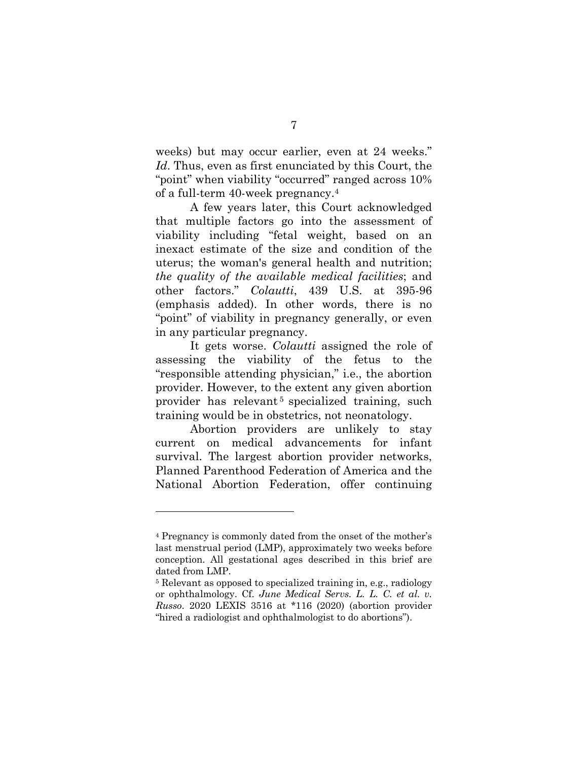weeks) but may occur earlier, even at 24 weeks." *Id*. Thus, even as first enunciated by this Court, the "point" when viability "occurred" ranged across 10% of a full-term 40-week pregnancy.[4]

A few years later, this Court acknowledged that multiple factors go into the assessment of viability including "fetal weight, based on an inexact estimate of the size and condition of the uterus; the woman's general health and nutrition; *the quality of the available medical facilities*; and other factors." *Colautti*, 439 U.S. at 395-96 (emphasis added). In other words, there is no "point" of viability in pregnancy generally, or even in any particular pregnancy.

It gets worse. *Colautti* assigned the role of assessing the viability of the fetus to the "responsible attending physician," i.e., the abortion provider. However, to the extent any given abortion provider has relevant[5] specialized training, such training would be in obstetrics, not neonatology.

Abortion providers are unlikely to stay current on medical advancements for infant survival. The largest abortion provider networks, Planned Parenthood Federation of America and the National Abortion Federation, offer continuing

---

[4] Pregnancy is commonly dated from the onset of the mother's last menstrual period (LMP), approximately two weeks before conception. All gestational ages described in this brief are dated from LMP.

[5] Relevant as opposed to specialized training in, e.g., radiology or ophthalmology. Cf. *June Medical Servs. L. L. C. et al. v. Russo*. 2020 LEXIS 3516 at *116 (2020) (abortion provider "hired a radiologist and ophthalmologist to do abortions").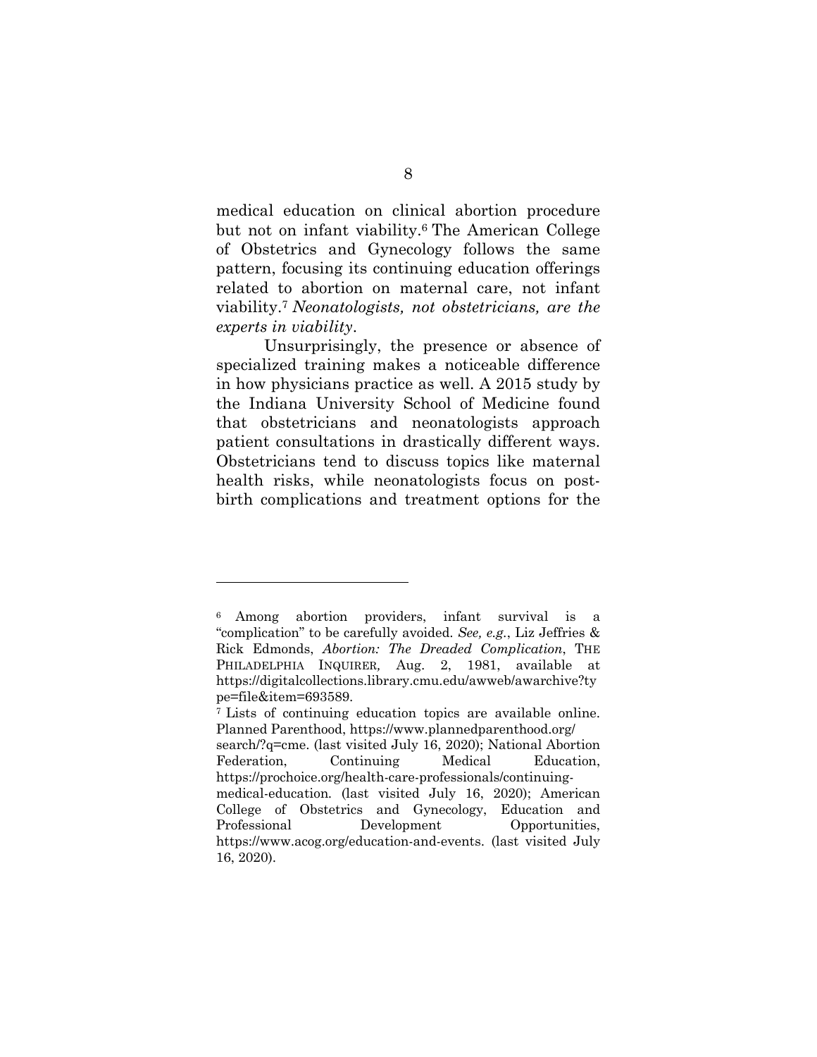medical education on clinical abortion procedure but not on infant viability.[6] The American College of Obstetrics and Gynecology follows the same pattern, focusing its continuing education offerings related to abortion on maternal care, not infant viability.[7] *Neonatologists, not obstetricians, are the experts in viability*.

Unsurprisingly, the presence or absence of specialized training makes a noticeable difference in how physicians practice as well. A 2015 study by the Indiana University School of Medicine found that obstetricians and neonatologists approach patient consultations in drastically different ways. Obstetricians tend to discuss topics like maternal health risks, while neonatologists focus on post-birth complications and treatment options for the

---

[6] Among abortion providers, infant survival is a "complication" to be carefully avoided. *See, e.g.*, Liz Jeffries & Rick Edmonds, *Abortion: The Dreaded Complication*, THE PHILADELPHIA INQUIRER, Aug. 2, 1981, available at https://digitalcollections.library.cmu.edu/awweb/awarchive?type=file&item=693589.

[7] Lists of continuing education topics are available online. Planned Parenthood, https://www.plannedparenthood.org/search/?q=cme. (last visited July 16, 2020); National Abortion Federation, Continuing Medical Education, https://prochoice.org/health-care-professionals/continuing-medical-education. (last visited July 16, 2020); American College of Obstetrics and Gynecology, Education and Professional Development Opportunities, https://www.acog.org/education-and-events. (last visited July 16, 2020).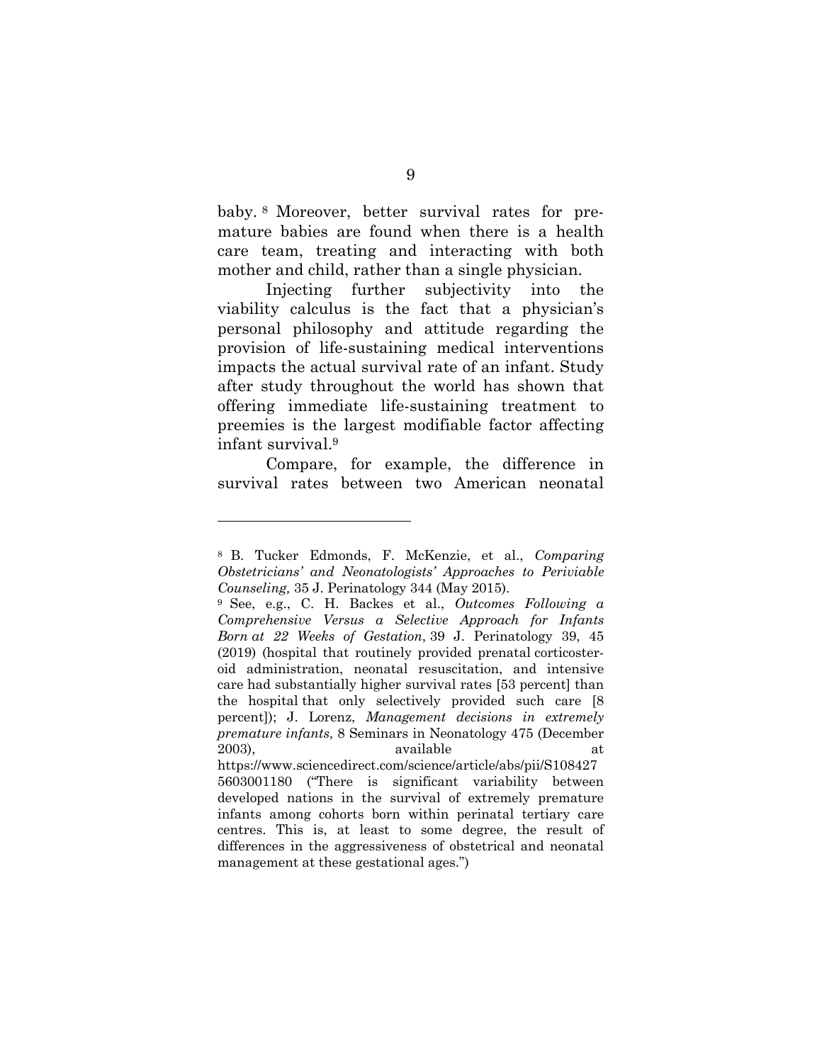baby.[8] Moreover, better survival rates for premature babies are found when there is a health care team, treating and interacting with both mother and child, rather than a single physician.

Injecting further subjectivity into the viability calculus is the fact that a physician's personal philosophy and attitude regarding the provision of life-sustaining medical interventions impacts the actual survival rate of an infant. Study after study throughout the world has shown that offering immediate life-sustaining treatment to preemies is the largest modifiable factor affecting infant survival.[9]

Compare, for example, the difference in survival rates between two American neonatal

---

[8] B. Tucker Edmonds, F. McKenzie, et al., *Comparing Obstetricians' and Neonatologists' Approaches to Periviable Counseling,* 35 J. Perinatology 344 (May 2015).

[9] See, e.g., C. H. Backes et al., *Outcomes Following a Comprehensive Versus a Selective Approach for Infants Born at 22 Weeks of Gestation*, 39 J. Perinatology 39, 45 (2019) (hospital that routinely provided prenatal corticosteroid administration, neonatal resuscitation, and intensive care had substantially higher survival rates [53 percent] than the hospital that only selectively provided such care [8 percent]); J. Lorenz, *Management decisions in extremely premature infants*, 8 Seminars in Neonatology 475 (December 2003), available at https://www.sciencedirect.com/science/article/abs/pii/S1084275603001180 ("There is significant variability between developed nations in the survival of extremely premature infants among cohorts born within perinatal tertiary care centres. This is, at least to some degree, the result of differences in the aggressiveness of obstetrical and neonatal management at these gestational ages.")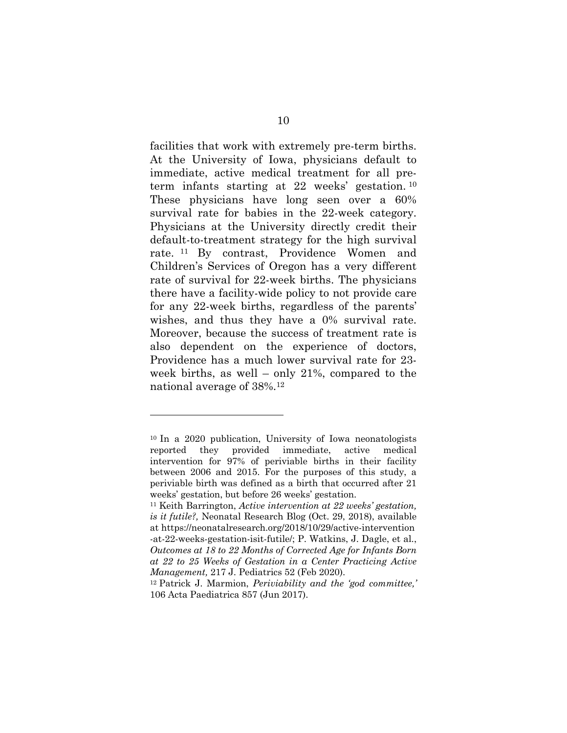facilities that work with extremely pre-term births. At the University of Iowa, physicians default to immediate, active medical treatment for all pre-term infants starting at 22 weeks' gestation.[10] These physicians have long seen over a 60% survival rate for babies in the 22-week category. Physicians at the University directly credit their default-to-treatment strategy for the high survival rate.[11] By contrast, Providence Women and Children's Services of Oregon has a very different rate of survival for 22-week births. The physicians there have a facility-wide policy to not provide care for any 22-week births, regardless of the parents' wishes, and thus they have a 0% survival rate. Moreover, because the success of treatment rate is also dependent on the experience of doctors, Providence has a much lower survival rate for 23-week births, as well – only 21%, compared to the national average of 38%.[12]

---

[10] In a 2020 publication, University of Iowa neonatologists reported they provided immediate, active medical intervention for 97% of periviable births in their facility between 2006 and 2015. For the purposes of this study, a periviable birth was defined as a birth that occurred after 21 weeks' gestation, but before 26 weeks' gestation.

[11] Keith Barrington, *Active intervention at 22 weeks' gestation, is it futile?*, Neonatal Research Blog (Oct. 29, 2018), available at https://neonatalresearch.org/2018/10/29/active-intervention-at-22-weeks-gestation-isit-futile/; P. Watkins, J. Dagle, et al., *Outcomes at 18 to 22 Months of Corrected Age for Infants Born at 22 to 25 Weeks of Gestation in a Center Practicing Active Management,* 217 J. Pediatrics 52 (Feb 2020).

[12] Patrick J. Marmion, *Periviability and the 'god committee,'* 106 Acta Paediatrica 857 (Jun 2017).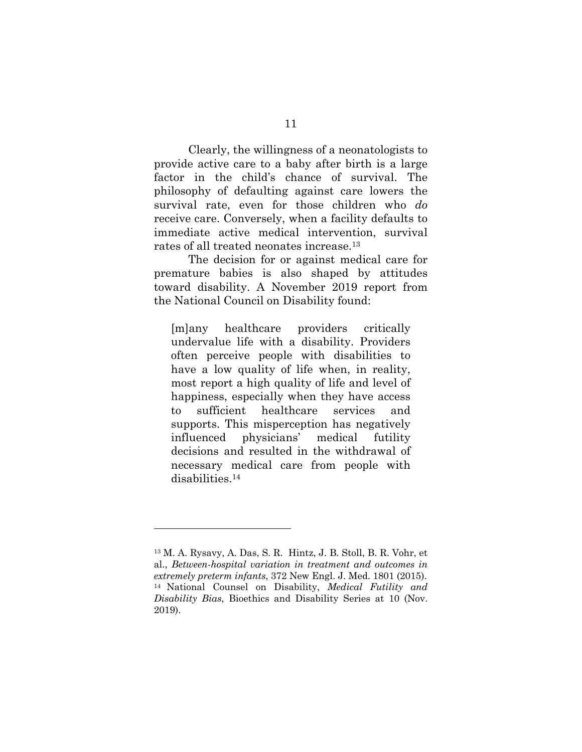Clearly, the willingness of a neonatologists to provide active care to a baby after birth is a large factor in the child's chance of survival. The philosophy of defaulting against care lowers the survival rate, even for those children who *do* receive care. Conversely, when a facility defaults to immediate active medical intervention, survival rates of all treated neonates increase.[13]

The decision for or against medical care for premature babies is also shaped by attitudes toward disability. A November 2019 report from the National Council on Disability found:

> [m]any healthcare providers critically undervalue life with a disability. Providers often perceive people with disabilities to have a low quality of life when, in reality, most report a high quality of life and level of happiness, especially when they have access to sufficient healthcare services and supports. This misperception has negatively influenced physicians' medical futility decisions and resulted in the withdrawal of necessary medical care from people with disabilities.[14]

---

[13] M. A. Rysavy, A. Das, S. R. Hintz, J. B. Stoll, B. R. Vohr, et al., *Between-hospital variation in treatment and outcomes in extremely preterm infants*, 372 New Engl. J. Med. 1801 (2015).

[14] National Counsel on Disability, *Medical Futility and Disability Bias*, Bioethics and Disability Series at 10 (Nov. 2019).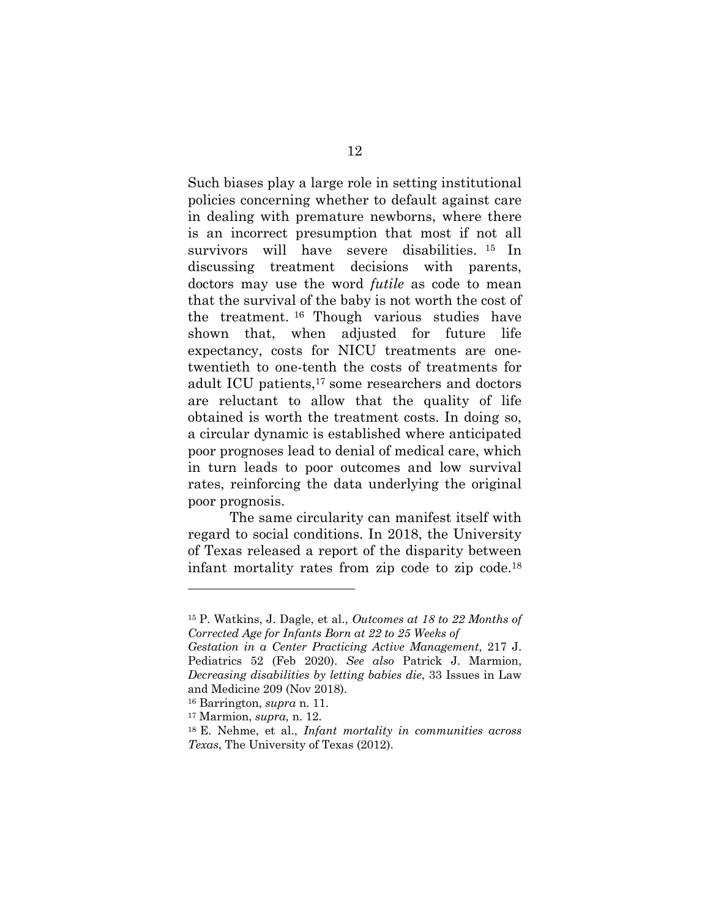Such biases play a large role in setting institutional policies concerning whether to default against care in dealing with premature newborns, where there is an incorrect presumption that most if not all survivors will have severe disabilities.[15] In discussing treatment decisions with parents, doctors may use the word *futile* as code to mean that the survival of the baby is not worth the cost of the treatment.[16] Though various studies have shown that, when adjusted for future life expectancy, costs for NICU treatments are one-twentieth to one-tenth the costs of treatments for adult ICU patients,[17] some researchers and doctors are reluctant to allow that the quality of life obtained is worth the treatment costs. In doing so, a circular dynamic is established where anticipated poor prognoses lead to denial of medical care, which in turn leads to poor outcomes and low survival rates, reinforcing the data underlying the original poor prognosis.

The same circularity can manifest itself with regard to social conditions. In 2018, the University of Texas released a report of the disparity between infant mortality rates from zip code to zip code.[18]

---

[15] P. Watkins, J. Dagle, et al., *Outcomes at 18 to 22 Months of Corrected Age for Infants Born at 22 to 25 Weeks of Gestation in a Center Practicing Active Management*, 217 J. Pediatrics 52 (Feb 2020). *See also* Patrick J. Marmion, *Decreasing disabilities by letting babies die*, 33 Issues in Law and Medicine 209 (Nov 2018).

[16] Barrington, *supra* n. 11.

[17] Marmion, *supra,* n. 12.

[18] E. Nehme, et al., *Infant mortality in communities across Texas*, The University of Texas (2012).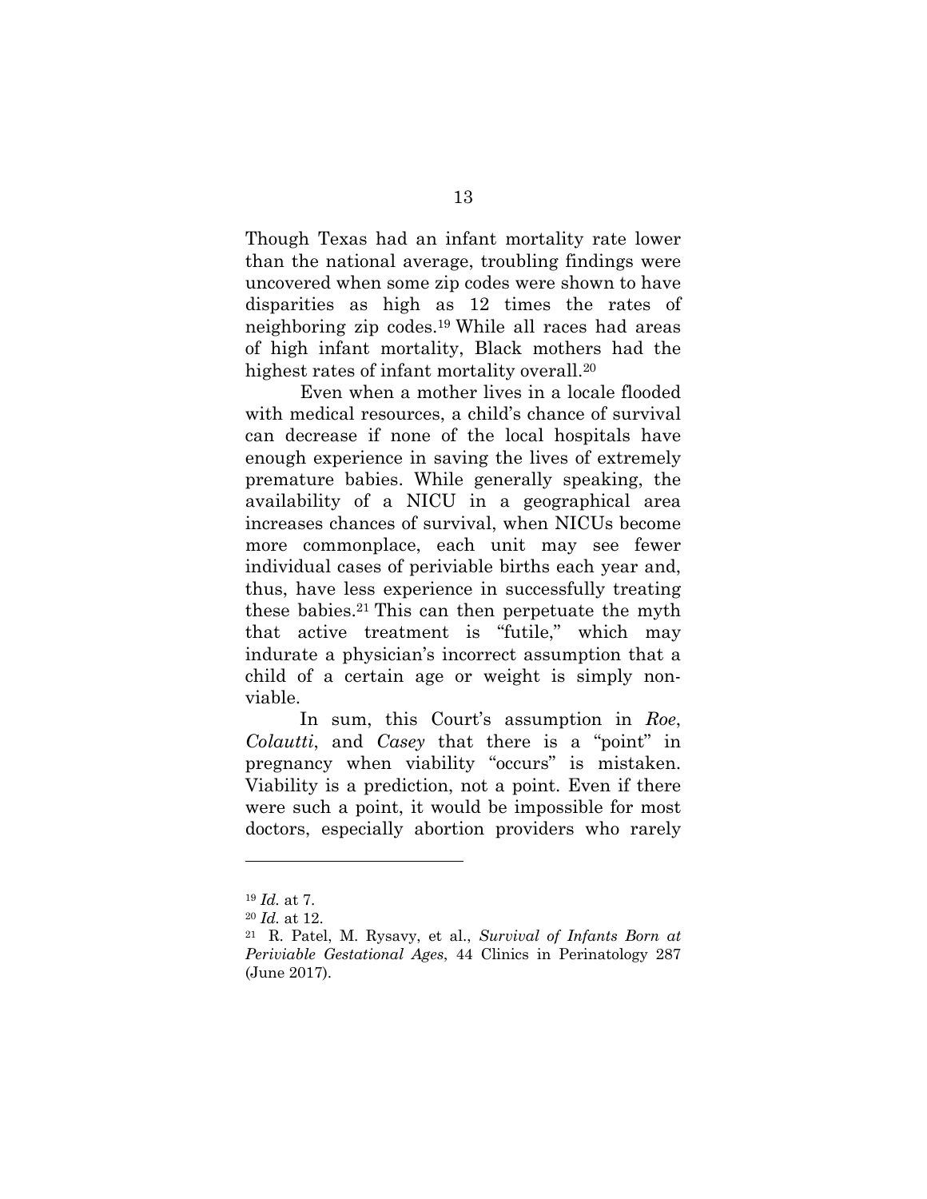Though Texas had an infant mortality rate lower than the national average, troubling findings were uncovered when some zip codes were shown to have disparities as high as 12 times the rates of neighboring zip codes.[19] While all races had areas of high infant mortality, Black mothers had the highest rates of infant mortality overall.[20]

Even when a mother lives in a locale flooded with medical resources, a child's chance of survival can decrease if none of the local hospitals have enough experience in saving the lives of extremely premature babies. While generally speaking, the availability of a NICU in a geographical area increases chances of survival, when NICUs become more commonplace, each unit may see fewer individual cases of periviable births each year and, thus, have less experience in successfully treating these babies.[21] This can then perpetuate the myth that active treatment is "futile," which may indurate a physician's incorrect assumption that a child of a certain age or weight is simply non-viable.

In sum, this Court's assumption in *Roe*, *Colautti*, and *Casey* that there is a "point" in pregnancy when viability "occurs" is mistaken. Viability is a prediction, not a point. Even if there were such a point, it would be impossible for most doctors, especially abortion providers who rarely

---

[19] *Id.* at 7.

[20] *Id.* at 12.

[21] R. Patel, M. Rysavy, et al., *Survival of Infants Born at Periviable Gestational Ages*, 44 Clinics in Perinatology 287 (June 2017).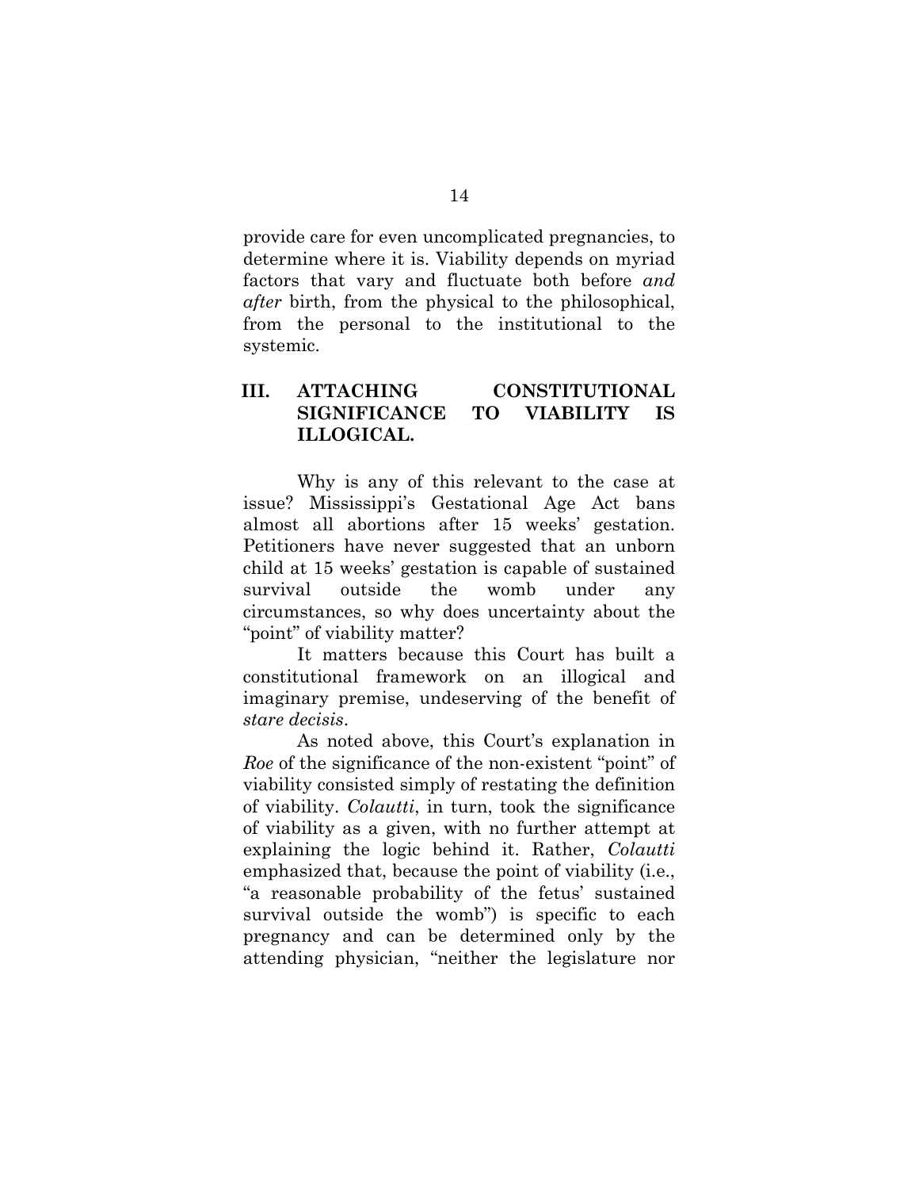provide care for even uncomplicated pregnancies, to determine where it is. Viability depends on myriad factors that vary and fluctuate both before *and after* birth, from the physical to the philosophical, from the personal to the institutional to the systemic.

## III. ATTACHING CONSTITUTIONAL SIGNIFICANCE TO VIABILITY IS ILLOGICAL.

Why is any of this relevant to the case at issue? Mississippi's Gestational Age Act bans almost all abortions after 15 weeks' gestation. Petitioners have never suggested that an unborn child at 15 weeks' gestation is capable of sustained survival outside the womb under any circumstances, so why does uncertainty about the "point" of viability matter?

It matters because this Court has built a constitutional framework on an illogical and imaginary premise, undeserving of the benefit of *stare decisis*.

As noted above, this Court's explanation in *Roe* of the significance of the non-existent "point" of viability consisted simply of restating the definition of viability. *Colautti*, in turn, took the significance of viability as a given, with no further attempt at explaining the logic behind it. Rather, *Colautti* emphasized that, because the point of viability (i.e., "a reasonable probability of the fetus' sustained survival outside the womb") is specific to each pregnancy and can be determined only by the attending physician, "neither the legislature nor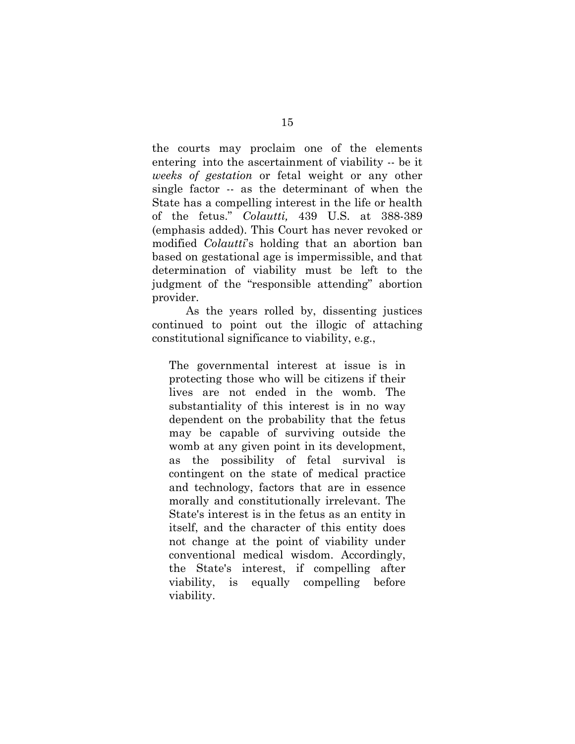the courts may proclaim one of the elements entering into the ascertainment of viability -- be it *weeks of gestation* or fetal weight or any other single factor -- as the determinant of when the State has a compelling interest in the life or health of the fetus." *Colautti,* 439 U.S. at 388-389 (emphasis added). This Court has never revoked or modified *Colautti*'s holding that an abortion ban based on gestational age is impermissible, and that determination of viability must be left to the judgment of the "responsible attending" abortion provider.

As the years rolled by, dissenting justices continued to point out the illogic of attaching constitutional significance to viability, e.g.,

> The governmental interest at issue is in protecting those who will be citizens if their lives are not ended in the womb. The substantiality of this interest is in no way dependent on the probability that the fetus may be capable of surviving outside the womb at any given point in its development, as the possibility of fetal survival is contingent on the state of medical practice and technology, factors that are in essence morally and constitutionally irrelevant. The State's interest is in the fetus as an entity in itself, and the character of this entity does not change at the point of viability under conventional medical wisdom. Accordingly, the State's interest, if compelling after viability, is equally compelling before viability.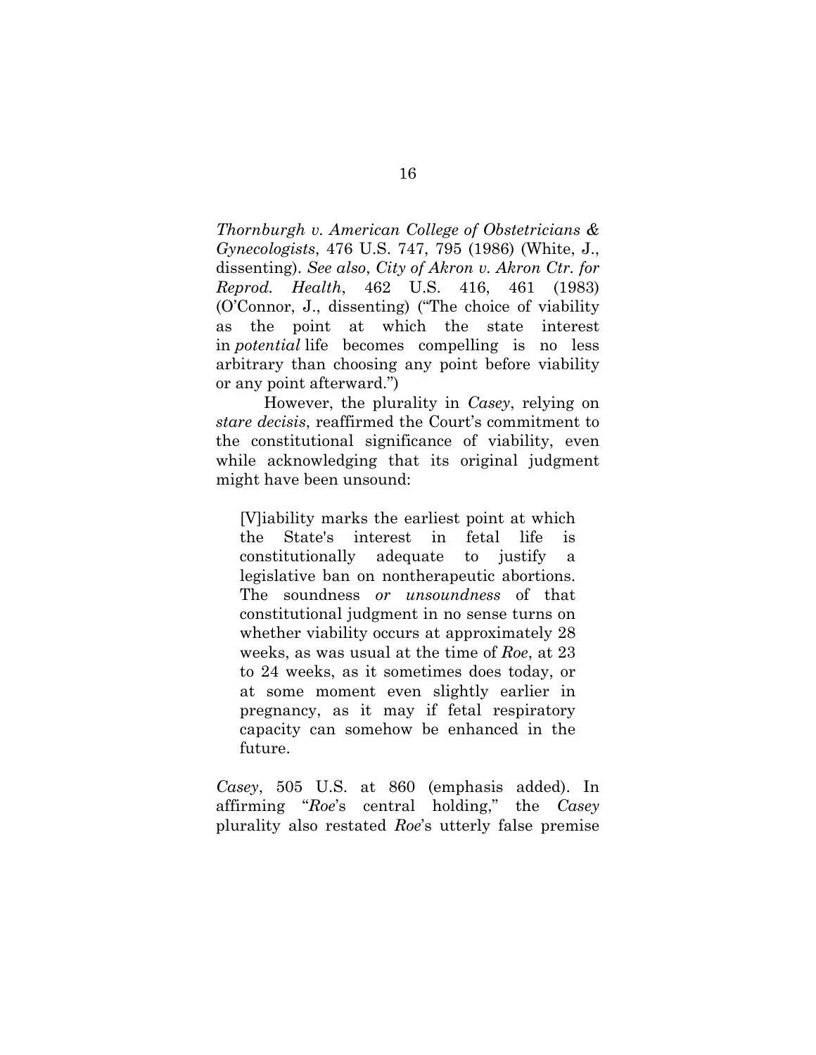*Thornburgh v. American College of Obstetricians & Gynecologists*, 476 U.S. 747, 795 (1986) (White, J., dissenting). *See also*, *City of Akron v. Akron Ctr. for Reprod. Health*, 462 U.S. 416, 461 (1983) (O'Connor, J., dissenting) ("The choice of viability as the point at which the state interest in *potential* life becomes compelling is no less arbitrary than choosing any point before viability or any point afterward.")

However, the plurality in *Casey*, relying on *stare decisis*, reaffirmed the Court's commitment to the constitutional significance of viability, even while acknowledging that its original judgment might have been unsound:

> [V]iability marks the earliest point at which the State's interest in fetal life is constitutionally adequate to justify a legislative ban on nontherapeutic abortions. The soundness *or unsoundness* of that constitutional judgment in no sense turns on whether viability occurs at approximately 28 weeks, as was usual at the time of *Roe*, at 23 to 24 weeks, as it sometimes does today, or at some moment even slightly earlier in pregnancy, as it may if fetal respiratory capacity can somehow be enhanced in the future.

*Casey*, 505 U.S. at 860 (emphasis added). In affirming "*Roe*'s central holding," the *Casey* plurality also restated *Roe*'s utterly false premise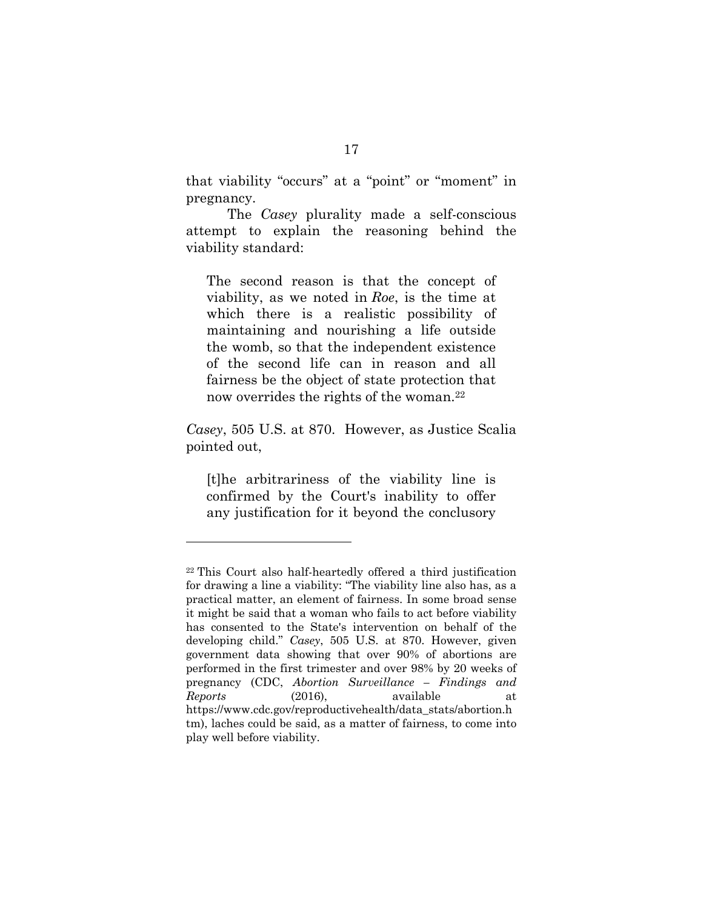that viability "occurs" at a "point" or "moment" in pregnancy.

The *Casey* plurality made a self-conscious attempt to explain the reasoning behind the viability standard:

> The second reason is that the concept of viability, as we noted in *Roe*, is the time at which there is a realistic possibility of maintaining and nourishing a life outside the womb, so that the independent existence of the second life can in reason and all fairness be the object of state protection that now overrides the rights of the woman.[22]

*Casey*, 505 U.S. at 870. However, as Justice Scalia pointed out,

> [t]he arbitrariness of the viability line is confirmed by the Court's inability to offer any justification for it beyond the conclusory

---

[22] This Court also half-heartedly offered a third justification for drawing a line a viability: "The viability line also has, as a practical matter, an element of fairness. In some broad sense it might be said that a woman who fails to act before viability has consented to the State's intervention on behalf of the developing child." *Casey*, 505 U.S. at 870. However, given government data showing that over 90% of abortions are performed in the first trimester and over 98% by 20 weeks of pregnancy (CDC, *Abortion Surveillance – Findings and Reports* (2016), available at https://www.cdc.gov/reproductivehealth/data_stats/abortion.htm), laches could be said, as a matter of fairness, to come into play well before viability.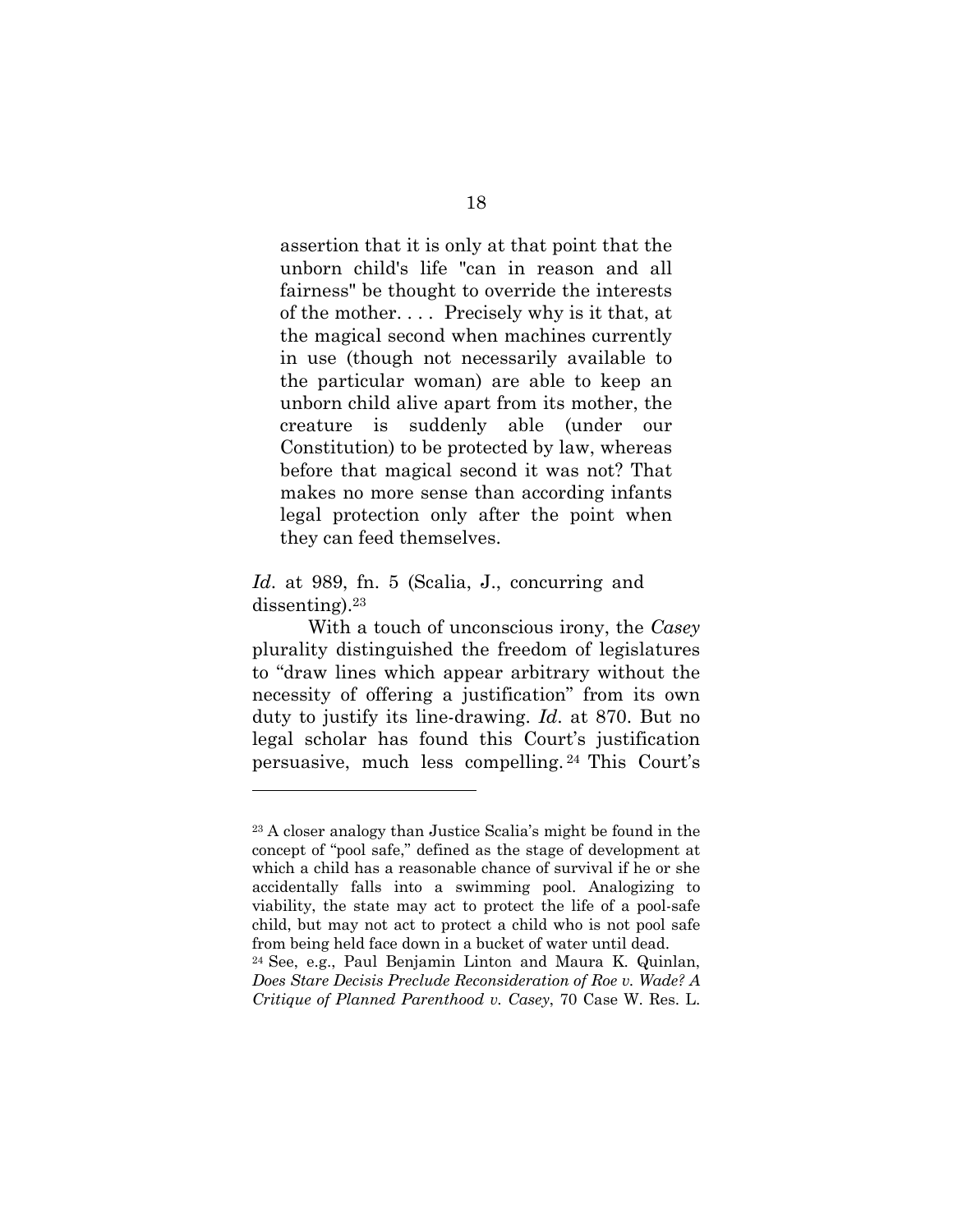> assertion that it is only at that point that the unborn child's life "can in reason and all fairness" be thought to override the interests of the mother. . . . Precisely why is it that, at the magical second when machines currently in use (though not necessarily available to the particular woman) are able to keep an unborn child alive apart from its mother, the creature is suddenly able (under our Constitution) to be protected by law, whereas before that magical second it was not? That makes no more sense than according infants legal protection only after the point when they can feed themselves.

*Id*. at 989, fn. 5 (Scalia, J., concurring and dissenting).[23]

With a touch of unconscious irony, the *Casey* plurality distinguished the freedom of legislatures to "draw lines which appear arbitrary without the necessity of offering a justification" from its own duty to justify its line-drawing. *Id*. at 870. But no legal scholar has found this Court's justification persuasive, much less compelling.[24] This Court's

---

[23] A closer analogy than Justice Scalia's might be found in the concept of "pool safe," defined as the stage of development at which a child has a reasonable chance of survival if he or she accidentally falls into a swimming pool. Analogizing to viability, the state may act to protect the life of a pool-safe child, but may not act to protect a child who is not pool safe from being held face down in a bucket of water until dead.

[24] See, e.g., Paul Benjamin Linton and Maura K. Quinlan, *Does Stare Decisis Preclude Reconsideration of Roe v. Wade? A Critique of Planned Parenthood v. Casey*, 70 Case W. Res. L.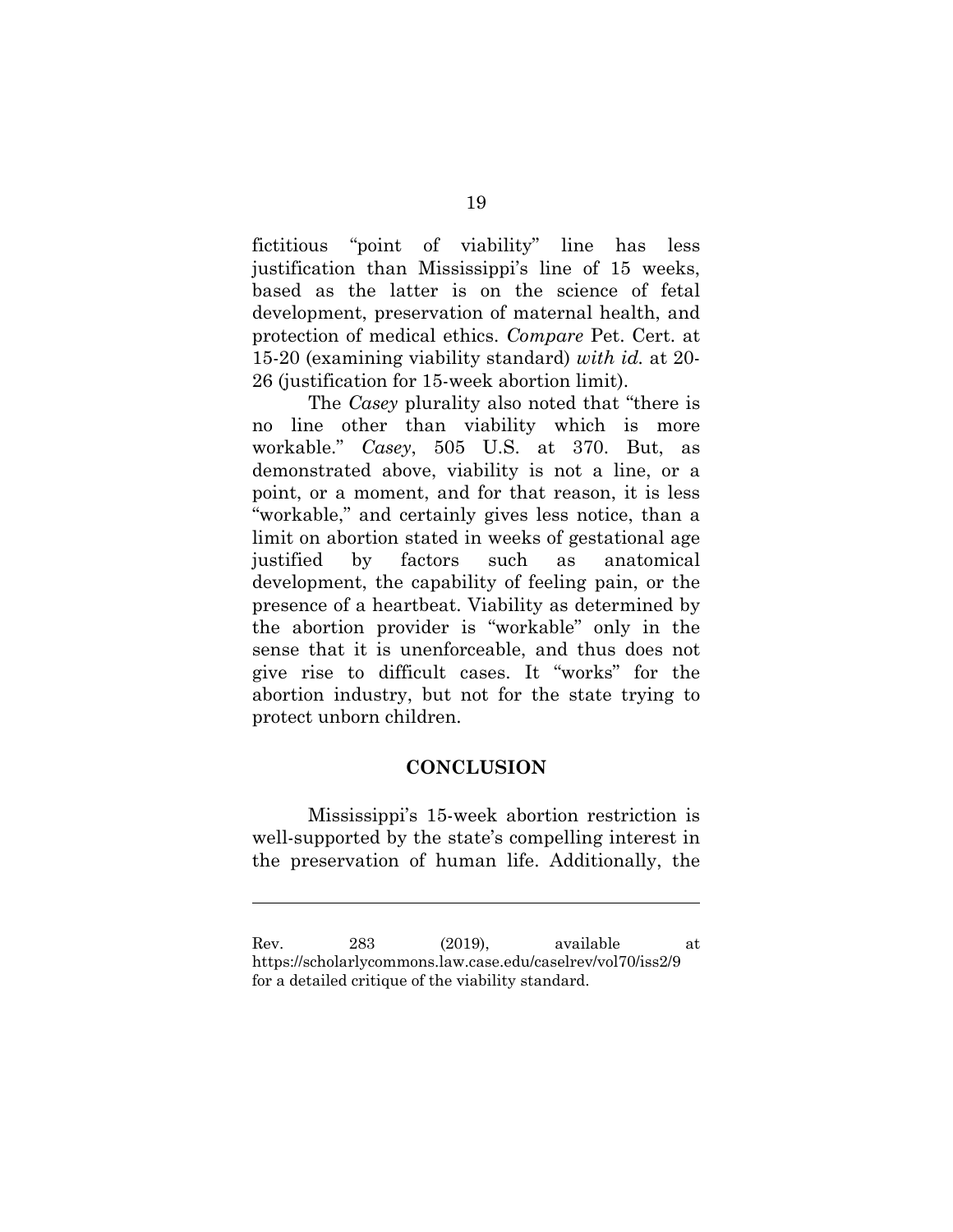fictitious "point of viability" line has less justification than Mississippi's line of 15 weeks, based as the latter is on the science of fetal development, preservation of maternal health, and protection of medical ethics. *Compare* Pet. Cert. at 15-20 (examining viability standard) *with id.* at 20-26 (justification for 15-week abortion limit).

The *Casey* plurality also noted that "there is no line other than viability which is more workable." *Casey*, 505 U.S. at 370. But, as demonstrated above, viability is not a line, or a point, or a moment, and for that reason, it is less "workable," and certainly gives less notice, than a limit on abortion stated in weeks of gestational age justified by factors such as anatomical development, the capability of feeling pain, or the presence of a heartbeat. Viability as determined by the abortion provider is "workable" only in the sense that it is unenforceable, and thus does not give rise to difficult cases. It "works" for the abortion industry, but not for the state trying to protect unborn children.

## CONCLUSION

Mississippi's 15-week abortion restriction is well-supported by the state's compelling interest in the preservation of human life. Additionally, the

---

Rev. 283 (2019), available at https://scholarlycommons.law.case.edu/caselrev/vol70/iss2/9 for a detailed critique of the viability standard.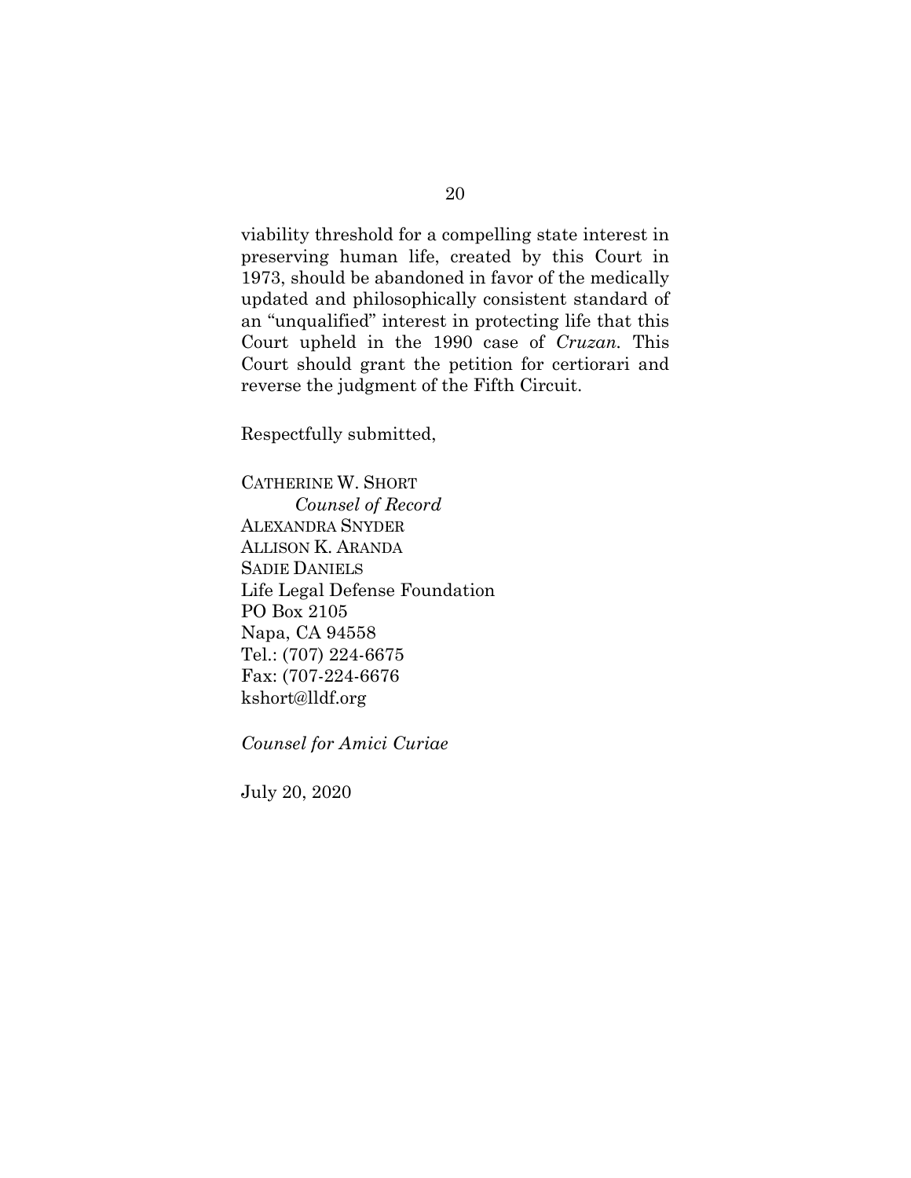viability threshold for a compelling state interest in preserving human life, created by this Court in 1973, should be abandoned in favor of the medically updated and philosophically consistent standard of an "unqualified" interest in protecting life that this Court upheld in the 1990 case of *Cruzan*. This Court should grant the petition for certiorari and reverse the judgment of the Fifth Circuit.

Respectfully submitted,

CATHERINE W. SHORT
*Counsel of Record*
ALEXANDRA SNYDER
ALLISON K. ARANDA
SADIE DANIELS
Life Legal Defense Foundation
PO Box 2105
Napa, CA 94558
Tel.: (707) 224-6675
Fax: (707-224-6676
kshort@lldf.org

*Counsel for Amici Curiae*

July 20, 2020